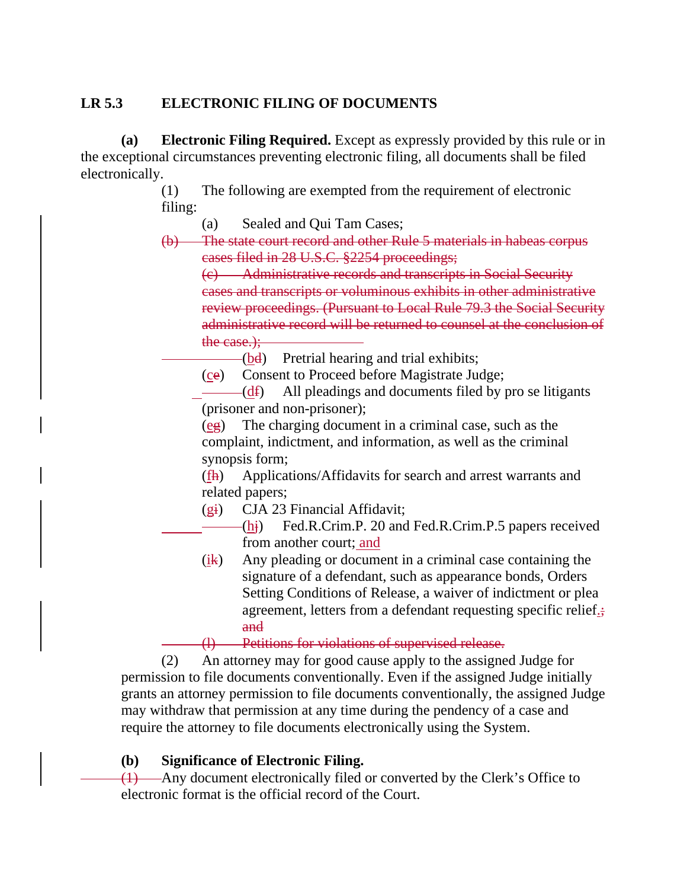## LR 5.3 ELECTRONIC FILING OF DOCUMENTS

**(a) Electronic Filing Required.** Except as expressly provided by this rule or in the exceptional circumstances preventing electronic filing, all documents shall be filed electronically.

(1) The following are exempted from the requirement of electronic filing:

(a) Sealed and Qui Tam Cases;

~~(b) The state court record and other Rule 5 materials in habeas corpus cases filed in 28 U.S.C. §2254 proceedings;~~

~~(c) Administrative records and transcripts in Social Security cases and transcripts or voluminous exhibits in other administrative review proceedings. (Pursuant to Local Rule 79.3 the Social Security administrative record will be returned to counsel at the conclusion of the case.);~~

(b~~d~~) Pretrial hearing and trial exhibits;

(c~~e~~) Consent to Proceed before Magistrate Judge;

(d~~f~~) All pleadings and documents filed by pro se litigants (prisoner and non-prisoner);

(e~~g~~) The charging document in a criminal case, such as the complaint, indictment, and information, as well as the criminal synopsis form;

(f~~h~~) Applications/Affidavits for search and arrest warrants and related papers;

(g~~i~~) CJA 23 Financial Affidavit;

(h~~j~~) Fed.R.Crim.P. 20 and Fed.R.Crim.P.5 papers received from another court; and

(i~~k~~) Any pleading or document in a criminal case containing the signature of a defendant, such as appearance bonds, Orders Setting Conditions of Release, a waiver of indictment or plea agreement, letters from a defendant requesting specific relief.~~; and~~

~~(l) Petitions for violations of supervised release.~~

(2) An attorney may for good cause apply to the assigned Judge for permission to file documents conventionally. Even if the assigned Judge initially grants an attorney permission to file documents conventionally, the assigned Judge may withdraw that permission at any time during the pendency of a case and require the attorney to file documents electronically using the System.

**(b) Significance of Electronic Filing.**

~~(1)~~ Any document electronically filed or converted by the Clerk's Office to electronic format is the official record of the Court.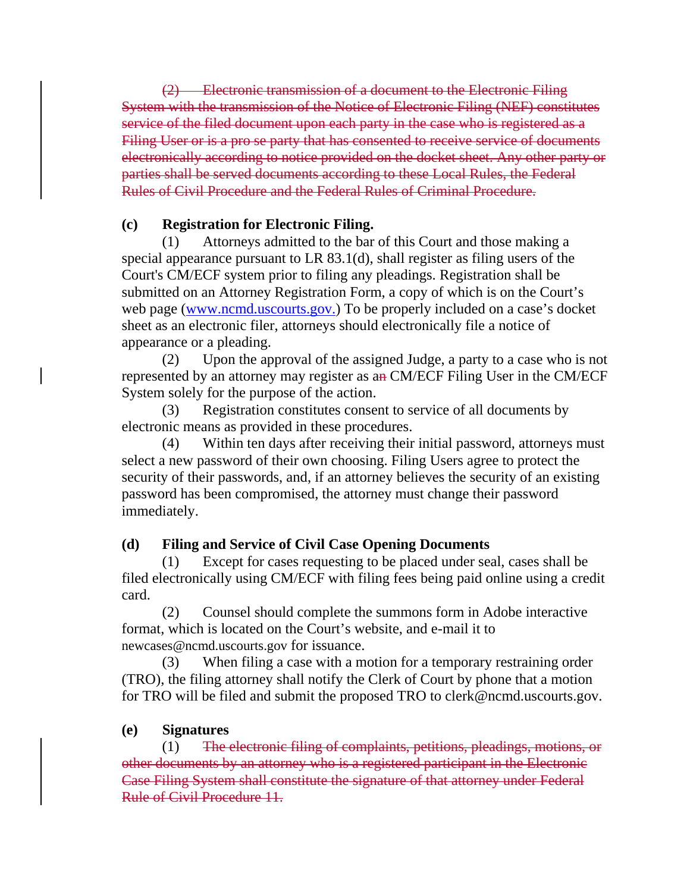~~(2) Electronic transmission of a document to the Electronic Filing System with the transmission of the Notice of Electronic Filing (NEF) constitutes service of the filed document upon each party in the case who is registered as a Filing User or is a pro se party that has consented to receive service of documents electronically according to notice provided on the docket sheet. Any other party or parties shall be served documents according to these Local Rules, the Federal Rules of Civil Procedure and the Federal Rules of Criminal Procedure.~~

**(c) Registration for Electronic Filing.**

(1) Attorneys admitted to the bar of this Court and those making a special appearance pursuant to LR 83.1(d), shall register as filing users of the Court's CM/ECF system prior to filing any pleadings. Registration shall be submitted on an Attorney Registration Form, a copy of which is on the Court's web page ([www.ncmd.uscourts.gov.](http://www.ncmd.uscourts.gov)) To be properly included on a case's docket sheet as an electronic filer, attorneys should electronically file a notice of appearance or a pleading.

(2) Upon the approval of the assigned Judge, a party to a case who is not represented by an attorney may register as a~~n~~ CM/ECF Filing User in the CM/ECF System solely for the purpose of the action.

(3) Registration constitutes consent to service of all documents by electronic means as provided in these procedures.

(4) Within ten days after receiving their initial password, attorneys must select a new password of their own choosing. Filing Users agree to protect the security of their passwords, and, if an attorney believes the security of an existing password has been compromised, the attorney must change their password immediately.

**(d) Filing and Service of Civil Case Opening Documents**

(1) Except for cases requesting to be placed under seal, cases shall be filed electronically using CM/ECF with filing fees being paid online using a credit card.

(2) Counsel should complete the summons form in Adobe interactive format, which is located on the Court's website, and e-mail it to newcases@ncmd.uscourts.gov for issuance.

(3) When filing a case with a motion for a temporary restraining order (TRO), the filing attorney shall notify the Clerk of Court by phone that a motion for TRO will be filed and submit the proposed TRO to clerk@ncmd.uscourts.gov.

**(e) Signatures**

(1) ~~The electronic filing of complaints, petitions, pleadings, motions, or other documents by an attorney who is a registered participant in the Electronic Case Filing System shall constitute the signature of that attorney under Federal Rule of Civil Procedure 11.~~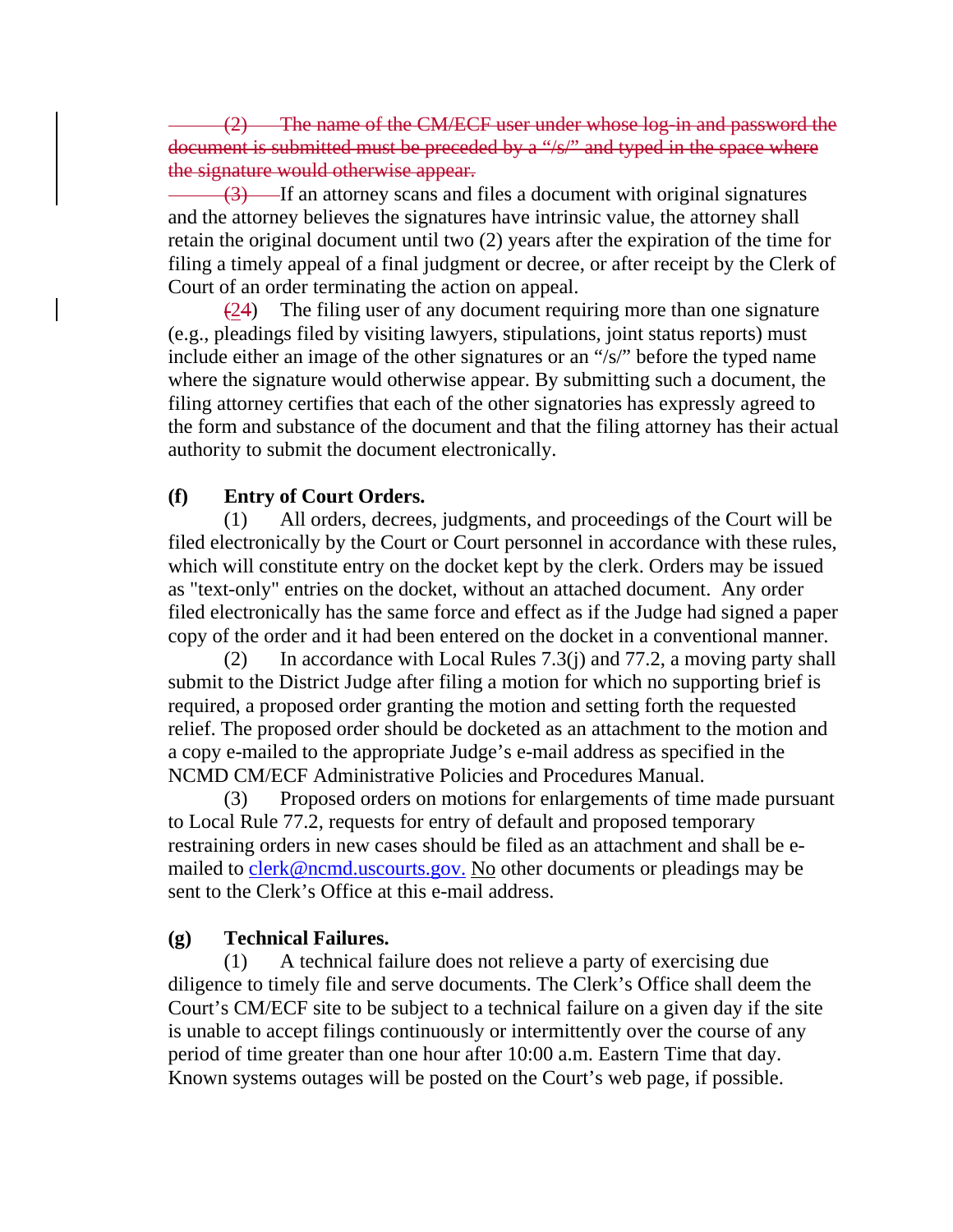~~(2) The name of the CM/ECF user under whose log-in and password the document is submitted must be preceded by a "/s/" and typed in the space where the signature would otherwise appear.~~

~~(3)~~ If an attorney scans and files a document with original signatures and the attorney believes the signatures have intrinsic value, the attorney shall retain the original document until two (2) years after the expiration of the time for filing a timely appeal of a final judgment or decree, or after receipt by the Clerk of Court of an order terminating the action on appeal.

(~~2~~4) The filing user of any document requiring more than one signature (e.g., pleadings filed by visiting lawyers, stipulations, joint status reports) must include either an image of the other signatures or an "/s/" before the typed name where the signature would otherwise appear. By submitting such a document, the filing attorney certifies that each of the other signatories has expressly agreed to the form and substance of the document and that the filing attorney has their actual authority to submit the document electronically.

**(f) Entry of Court Orders.**

(1) All orders, decrees, judgments, and proceedings of the Court will be filed electronically by the Court or Court personnel in accordance with these rules, which will constitute entry on the docket kept by the clerk. Orders may be issued as "text-only" entries on the docket, without an attached document. Any order filed electronically has the same force and effect as if the Judge had signed a paper copy of the order and it had been entered on the docket in a conventional manner.

(2) In accordance with Local Rules 7.3(j) and 77.2, a moving party shall submit to the District Judge after filing a motion for which no supporting brief is required, a proposed order granting the motion and setting forth the requested relief. The proposed order should be docketed as an attachment to the motion and a copy e-mailed to the appropriate Judge's e-mail address as specified in the NCMD CM/ECF Administrative Policies and Procedures Manual.

(3) Proposed orders on motions for enlargements of time made pursuant to Local Rule 77.2, requests for entry of default and proposed temporary restraining orders in new cases should be filed as an attachment and shall be e-mailed to clerk@ncmd.uscourts.gov. No other documents or pleadings may be sent to the Clerk's Office at this e-mail address.

**(g) Technical Failures.**

(1) A technical failure does not relieve a party of exercising due diligence to timely file and serve documents. The Clerk's Office shall deem the Court's CM/ECF site to be subject to a technical failure on a given day if the site is unable to accept filings continuously or intermittently over the course of any period of time greater than one hour after 10:00 a.m. Eastern Time that day. Known systems outages will be posted on the Court's web page, if possible.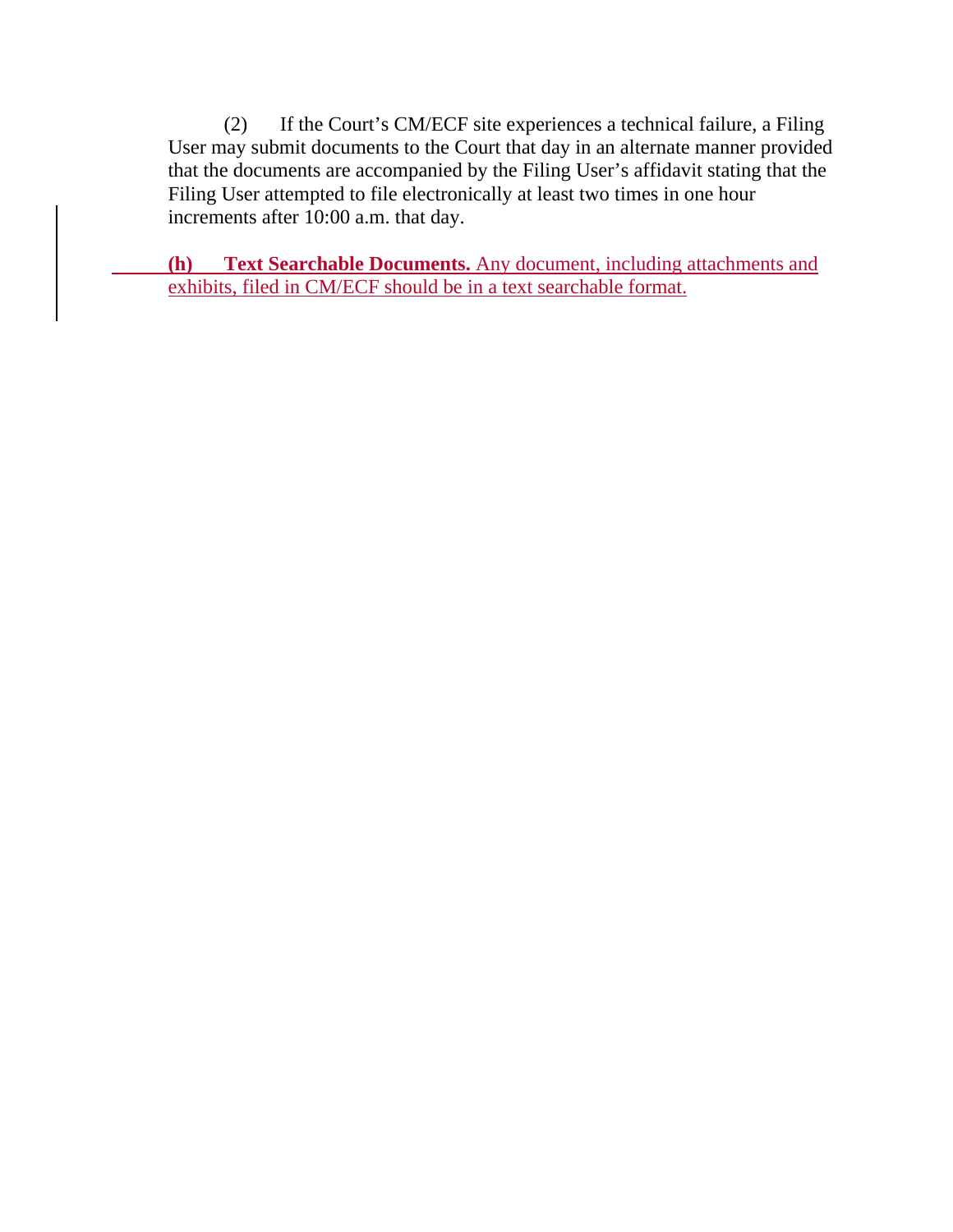(2) If the Court's CM/ECF site experiences a technical failure, a Filing User may submit documents to the Court that day in an alternate manner provided that the documents are accompanied by the Filing User's affidavit stating that the Filing User attempted to file electronically at least two times in one hour increments after 10:00 a.m. that day.

**(h) Text Searchable Documents.** Any document, including attachments and exhibits, filed in CM/ECF should be in a text searchable format.